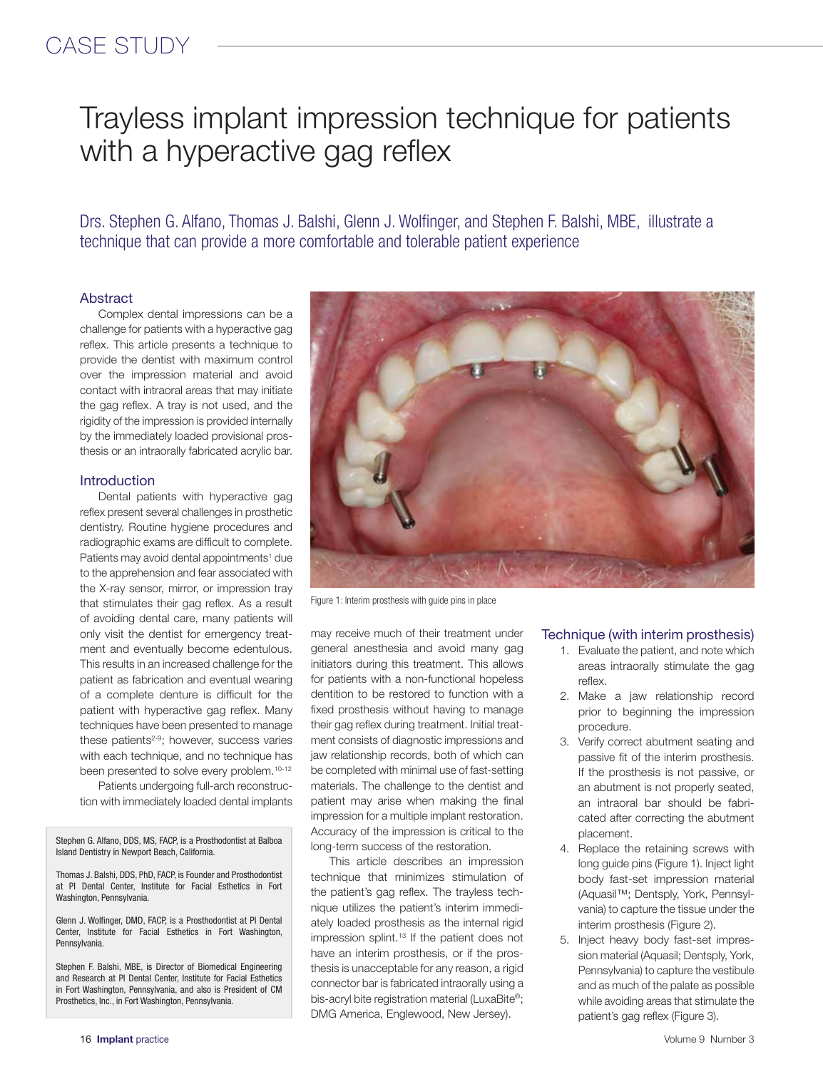# Trayless implant impression technique for patients with a hyperactive gag reflex

Drs. Stephen G. Alfano, Thomas J. Balshi, Glenn J. Wolfinger, and Stephen F. Balshi, MBE, illustrate a technique that can provide a more comfortable and tolerable patient experience

## Abstract

Complex dental impressions can be a challenge for patients with a hyperactive gag reflex. This article presents a technique to provide the dentist with maximum control over the impression material and avoid contact with intraoral areas that may initiate the gag reflex. A tray is not used, and the rigidity of the impression is provided internally by the immediately loaded provisional prosthesis or an intraorally fabricated acrylic bar.

## Introduction

Dental patients with hyperactive gag reflex present several challenges in prosthetic dentistry. Routine hygiene procedures and radiographic exams are difficult to complete. Patients may avoid dental appointments[1] due to the apprehension and fear associated with the X-ray sensor, mirror, or impression tray that stimulates their gag reflex. As a result of avoiding dental care, many patients will only visit the dentist for emergency treatment and eventually become edentulous. This results in an increased challenge for the patient as fabrication and eventual wearing of a complete denture is difficult for the patient with hyperactive gag reflex. Many techniques have been presented to manage these patients[2-9]; however, success varies with each technique, and no technique has been presented to solve every problem.[10-12]

Patients undergoing full-arch reconstruction with immediately loaded dental implants may receive much of their treatment under general anesthesia and avoid many gag initiators during this treatment. This allows for patients with a non-functional hopeless dentition to be restored to function with a fixed prosthesis without having to manage their gag reflex during treatment. Initial treatment consists of diagnostic impressions and jaw relationship records, both of which can be completed with minimal use of fast-setting materials. The challenge to the dentist and patient may arise when making the final impression for a multiple implant restoration. Accuracy of the impression is critical to the long-term success of the restoration.

This article describes an impression technique that minimizes stimulation of the patient's gag reflex. The trayless technique utilizes the patient's interim immediately loaded prosthesis as the internal rigid impression splint.[13] If the patient does not have an interim prosthesis, or if the prosthesis is unacceptable for any reason, a rigid connector bar is fabricated intraorally using a bis-acryl bite registration material (LuxaBite®; DMG America, Englewood, New Jersey).

Stephen G. Alfano, DDS, MS, FACP, is a Prosthodontist at Balboa Island Dentistry in Newport Beach, California.

Thomas J. Balshi, DDS, PhD, FACP, is Founder and Prosthodontist at PI Dental Center, Institute for Facial Esthetics in Fort Washington, Pennsylvania.

Glenn J. Wolfinger, DMD, FACP, is a Prosthodontist at PI Dental Center, Institute for Facial Esthetics in Fort Washington, Pennsylvania.

Stephen F. Balshi, MBE, is Director of Biomedical Engineering and Research at PI Dental Center, Institute for Facial Esthetics in Fort Washington, Pennsylvania, and also is President of CM Prosthetics, Inc., in Fort Washington, Pennsylvania.

Figure 1: Interim prosthesis with guide pins in place

## Technique (with interim prosthesis)

1. Evaluate the patient, and note which areas intraorally stimulate the gag reflex.
2. Make a jaw relationship record prior to beginning the impression procedure.
3. Verify correct abutment seating and passive fit of the interim prosthesis. If the prosthesis is not passive, or an abutment is not properly seated, an intraoral bar should be fabricated after correcting the abutment placement.
4. Replace the retaining screws with long guide pins (Figure 1). Inject light body fast-set impression material (Aquasil™; Dentsply, York, Pennsylvania) to capture the tissue under the interim prosthesis (Figure 2).
5. Inject heavy body fast-set impression material (Aquasil; Dentsply, York, Pennsylvania) to capture the vestibule and as much of the palate as possible while avoiding areas that stimulate the patient's gag reflex (Figure 3).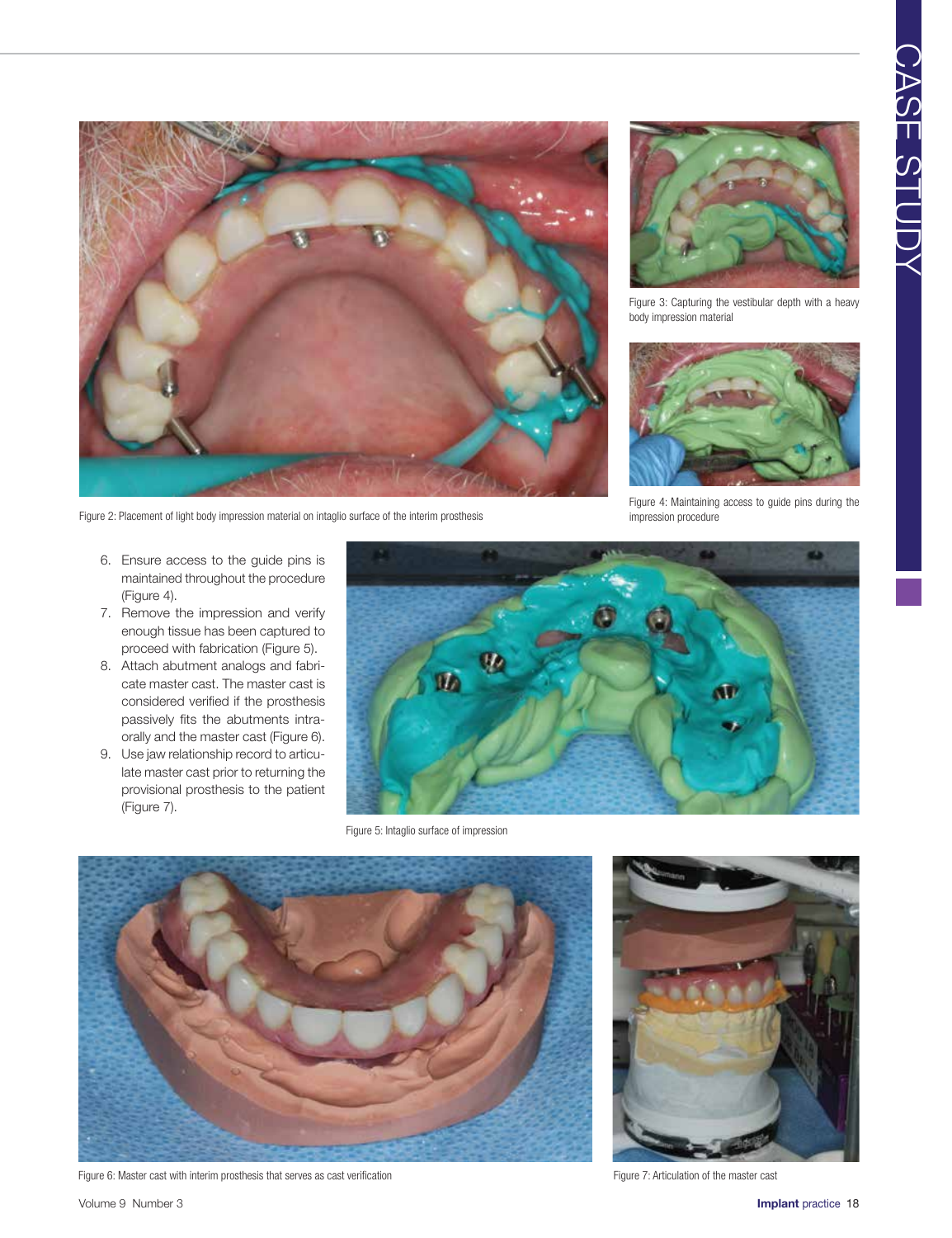Figure 2: Placement of light body impression material on intaglio surface of the interim prosthesis

Figure 3: Capturing the vestibular depth with a heavy body impression material

Figure 4: Maintaining access to guide pins during the impression procedure

6. Ensure access to the guide pins is maintained throughout the procedure (Figure 4).
7. Remove the impression and verify enough tissue has been captured to proceed with fabrication (Figure 5).
8. Attach abutment analogs and fabricate master cast. The master cast is considered verified if the prosthesis passively fits the abutments intraorally and the master cast (Figure 6).
9. Use jaw relationship record to articulate master cast prior to returning the provisional prosthesis to the patient (Figure 7).

Figure 5: Intaglio surface of impression

Figure 6: Master cast with interim prosthesis that serves as cast verification

Figure 7: Articulation of the master cast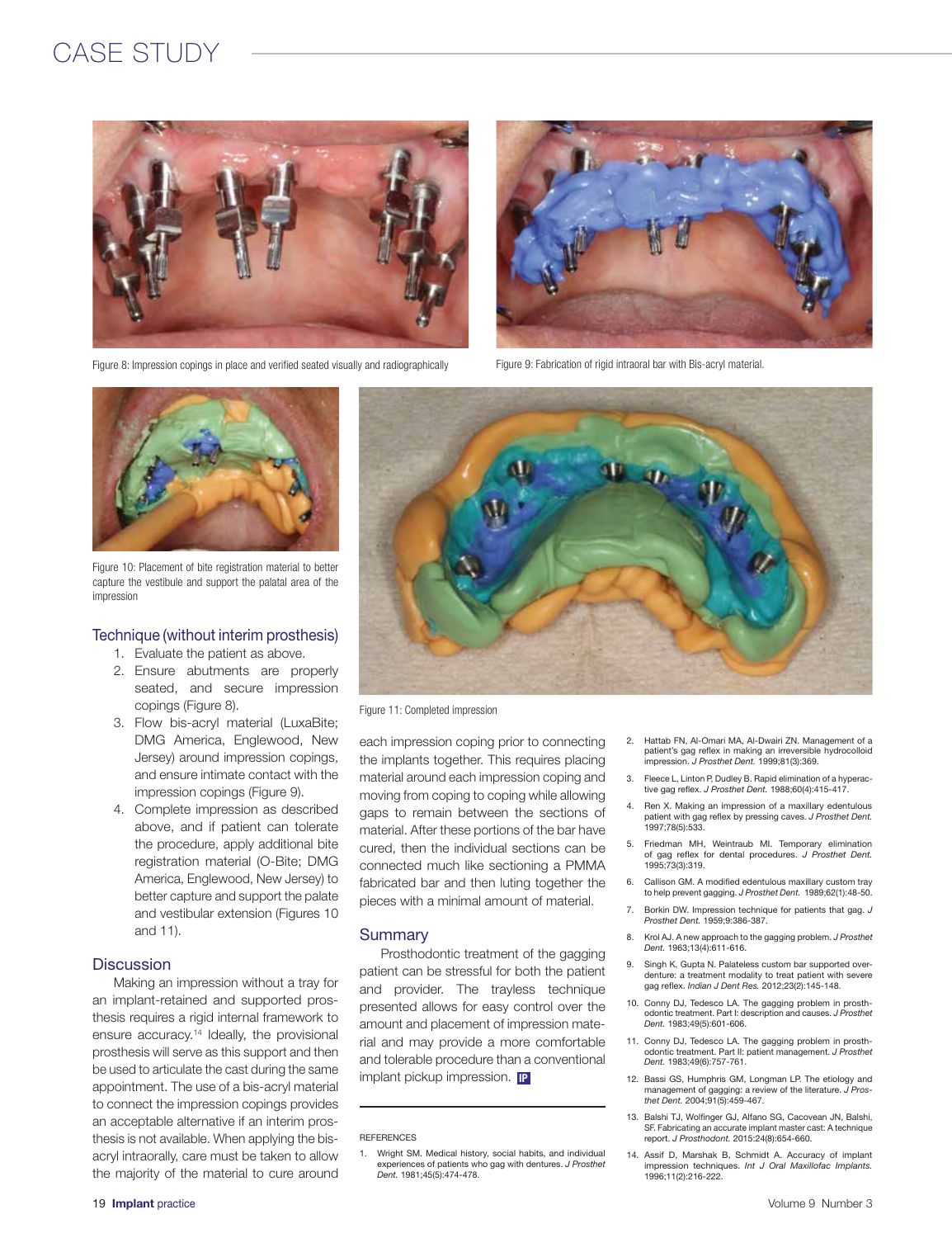Figure 8: Impression copings in place and verified seated visually and radiographically

Figure 9: Fabrication of rigid intraoral bar with Bis-acryl material.

Figure 10: Placement of bite registration material to better capture the vestibule and support the palatal area of the impression

Figure 11: Completed impression

## Technique (without interim prosthesis)

1. Evaluate the patient as above.
2. Ensure abutments are properly seated, and secure impression copings (Figure 8).
3. Flow bis-acryl material (LuxaBite; DMG America, Englewood, New Jersey) around impression copings, and ensure intimate contact with the impression copings (Figure 9).
4. Complete impression as described above, and if patient can tolerate the procedure, apply additional bite registration material (O-Bite; DMG America, Englewood, New Jersey) to better capture and support the palate and vestibular extension (Figures 10 and 11).

## Discussion

Making an impression without a tray for an implant-retained and supported prosthesis requires a rigid internal framework to ensure accuracy.[14] Ideally, the provisional prosthesis will serve as this support and then be used to articulate the cast during the same appointment. The use of a bis-acryl material to connect the impression copings provides an acceptable alternative if an interim prosthesis is not available. When applying the bis-acryl intraorally, care must be taken to allow the majority of the material to cure around each impression coping prior to connecting the implants together. This requires placing material around each impression coping and moving from coping to coping while allowing gaps to remain between the sections of material. After these portions of the bar have cured, then the individual sections can be connected much like sectioning a PMMA fabricated bar and then luting together the pieces with a minimal amount of material.

## Summary

Prosthodontic treatment of the gagging patient can be stressful for both the patient and provider. The trayless technique presented allows for easy control over the amount and placement of impression material and may provide a more comfortable and tolerable procedure than a conventional implant pickup impression.

REFERENCES

1. Wright SM. Medical history, social habits, and individual experiences of patients who gag with dentures. *J Prosthet Dent.* 1981;45(5):474-478.
2. Hattab FN, Al-Omari MA, Al-Dwairi ZN. Management of a patient's gag reflex in making an irreversible hydrocolloid impression. *J Prosthet Dent.* 1999;81(3):369.
3. Fleece L, Linton P, Dudley B. Rapid elimination of a hyperactive gag reflex. *J Prosthet Dent.* 1988;60(4):415-417.
4. Ren X. Making an impression of a maxillary edentulous patient with gag reflex by pressing caves. *J Prosthet Dent.* 1997;78(5):533.
5. Friedman MH, Weintraub MI. Temporary elimination of gag reflex for dental procedures. *J Prosthet Dent.* 1995;73(3):319.
6. Callison GM. A modified edentulous maxillary custom tray to help prevent gagging. *J Prosthet Dent.* 1989;62(1):48-50.
7. Borkin DW. Impression technique for patients that gag. *J Prosthet Dent.* 1959;9:386-387.
8. Krol AJ. A new approach to the gagging problem. *J Prosthet Dent.* 1963;13(4):611-616.
9. Singh K, Gupta N. Palateless custom bar supported overdenture: a treatment modality to treat patient with severe gag reflex. *Indian J Dent Res.* 2012;23(2):145-148.
10. Conny DJ, Tedesco LA. The gagging problem in prosthodontic treatment. Part I: description and causes. *J Prosthet Dent.* 1983;49(5):601-606.
11. Conny DJ, Tedesco LA. The gagging problem in prosthodontic treatment. Part II: patient management. *J Prosthet Dent.* 1983;49(6):757-761.
12. Bassi GS, Humphris GM, Longman LP. The etiology and management of gagging: a review of the literature. *J Prosthet Dent.* 2004;91(5):459-467.
13. Balshi TJ, Wolfinger GJ, Alfano SG, Cacovean JN, Balshi, SF. Fabricating an accurate implant master cast: A technique report. *J Prosthodont.* 2015:24(8):654-660.
14. Assif D, Marshak B, Schmidt A. Accuracy of implant impression techniques. *Int J Oral Maxillofac Implants.* 1996;11(2):216-222.